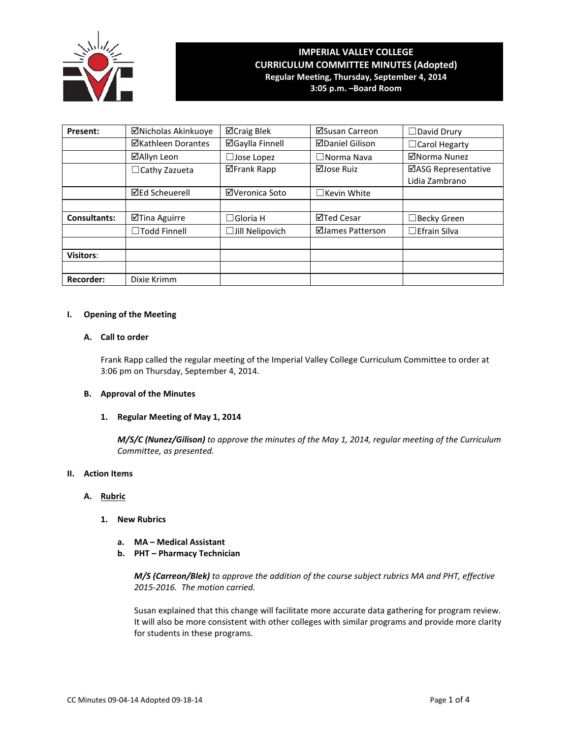# IMPERIAL VALLEY COLLEGE
## CURRICULUM COMMITTEE MINUTES (Adopted)
**Regular Meeting, Thursday, September 4, 2014**
**3:05 p.m. –Board Room**

| | | | | |
|---|---|---|---|---|
| **Present:** | ☑Nicholas Akinkuoye | ☑Craig Blek | ☑Susan Carreon | ☐David Drury |
| | ☑Kathleen Dorantes | ☑Gaylla Finnell | ☑Daniel Gilison | ☐Carol Hegarty |
| | ☑Allyn Leon | ☐Jose Lopez | ☐Norma Nava | ☑Norma Nunez |
| | ☐Cathy Zazueta | ☑Frank Rapp | ☑Jose Ruiz | ☑ASG Representative Lidia Zambrano |
| | ☑Ed Scheuerell | ☑Veronica Soto | ☐Kevin White | |
| | | | | |
| **Consultants:** | ☑Tina Aguirre | ☐Gloria H | ☑Ted Cesar | ☐Becky Green |
| | ☐Todd Finnell | ☐Jill Nelipovich | ☑James Patterson | ☐Efrain Silva |
| | | | | |
| **Visitors**: | | | | |
| | | | | |
| **Recorder:** | Dixie Krimm | | | |

**I. Opening of the Meeting**

**A. Call to order**

Frank Rapp called the regular meeting of the Imperial Valley College Curriculum Committee to order at 3:06 pm on Thursday, September 4, 2014.

**B. Approval of the Minutes**

**1. Regular Meeting of May 1, 2014**

***M/S/C (Nunez/Gilison)*** *to approve the minutes of the May 1, 2014, regular meeting of the Curriculum Committee, as presented.*

**II. Action Items**

**A. Rubric**

**1. New Rubrics**

**a. MA – Medical Assistant**
**b. PHT – Pharmacy Technician**

***M/S (Carreon/Blek)*** *to approve the addition of the course subject rubrics MA and PHT, effective 2015-2016. The motion carried.*

Susan explained that this change will facilitate more accurate data gathering for program review. It will also be more consistent with other colleges with similar programs and provide more clarity for students in these programs.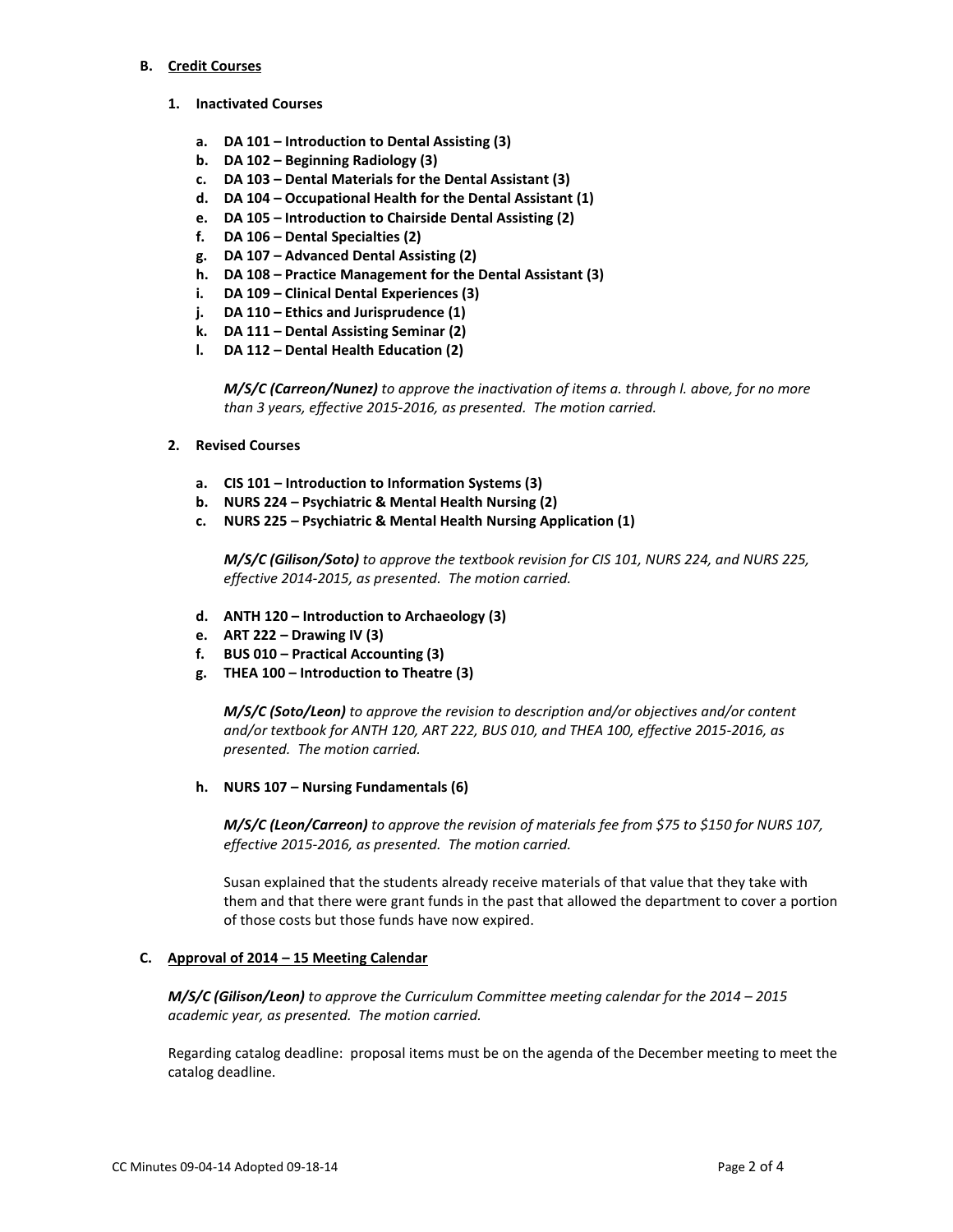**B. Credit Courses**

**1. Inactivated Courses**

- **a. DA 101 – Introduction to Dental Assisting (3)**
- **b. DA 102 – Beginning Radiology (3)**
- **c. DA 103 – Dental Materials for the Dental Assistant (3)**
- **d. DA 104 – Occupational Health for the Dental Assistant (1)**
- **e. DA 105 – Introduction to Chairside Dental Assisting (2)**
- **f. DA 106 – Dental Specialties (2)**
- **g. DA 107 – Advanced Dental Assisting (2)**
- **h. DA 108 – Practice Management for the Dental Assistant (3)**
- **i. DA 109 – Clinical Dental Experiences (3)**
- **j. DA 110 – Ethics and Jurisprudence (1)**
- **k. DA 111 – Dental Assisting Seminar (2)**
- **l. DA 112 – Dental Health Education (2)**

***M/S/C (Carreon/Nunez)*** *to approve the inactivation of items a. through l. above, for no more than 3 years, effective 2015-2016, as presented. The motion carried.*

**2. Revised Courses**

- **a. CIS 101 – Introduction to Information Systems (3)**
- **b. NURS 224 – Psychiatric & Mental Health Nursing (2)**
- **c. NURS 225 – Psychiatric & Mental Health Nursing Application (1)**

***M/S/C (Gilison/Soto)*** *to approve the textbook revision for CIS 101, NURS 224, and NURS 225, effective 2014-2015, as presented. The motion carried.*

- **d. ANTH 120 – Introduction to Archaeology (3)**
- **e. ART 222 – Drawing IV (3)**
- **f. BUS 010 – Practical Accounting (3)**
- **g. THEA 100 – Introduction to Theatre (3)**

***M/S/C (Soto/Leon)*** *to approve the revision to description and/or objectives and/or content and/or textbook for ANTH 120, ART 222, BUS 010, and THEA 100, effective 2015-2016, as presented. The motion carried.*

- **h. NURS 107 – Nursing Fundamentals (6)**

***M/S/C (Leon/Carreon)*** *to approve the revision of materials fee from $75 to $150 for NURS 107, effective 2015-2016, as presented. The motion carried.*

Susan explained that the students already receive materials of that value that they take with them and that there were grant funds in the past that allowed the department to cover a portion of those costs but those funds have now expired.

**C. Approval of 2014 – 15 Meeting Calendar**

***M/S/C (Gilison/Leon)*** *to approve the Curriculum Committee meeting calendar for the 2014 – 2015 academic year, as presented. The motion carried.*

Regarding catalog deadline: proposal items must be on the agenda of the December meeting to meet the catalog deadline.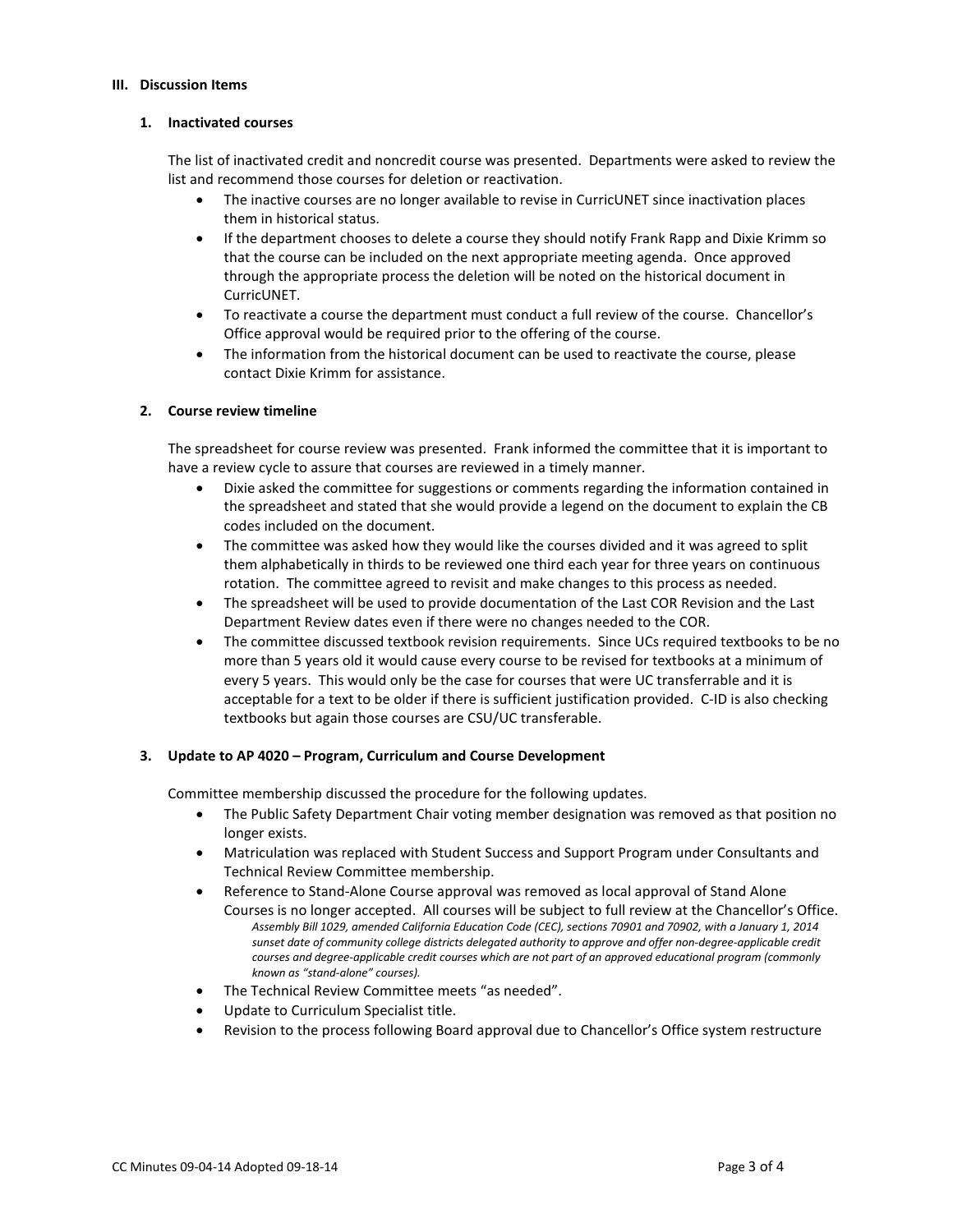## III. Discussion Items

### 1. Inactivated courses

The list of inactivated credit and noncredit course was presented. Departments were asked to review the list and recommend those courses for deletion or reactivation.

- The inactive courses are no longer available to revise in CurricUNET since inactivation places them in historical status.
- If the department chooses to delete a course they should notify Frank Rapp and Dixie Krimm so that the course can be included on the next appropriate meeting agenda. Once approved through the appropriate process the deletion will be noted on the historical document in CurricUNET.
- To reactivate a course the department must conduct a full review of the course. Chancellor's Office approval would be required prior to the offering of the course.
- The information from the historical document can be used to reactivate the course, please contact Dixie Krimm for assistance.

### 2. Course review timeline

The spreadsheet for course review was presented. Frank informed the committee that it is important to have a review cycle to assure that courses are reviewed in a timely manner.

- Dixie asked the committee for suggestions or comments regarding the information contained in the spreadsheet and stated that she would provide a legend on the document to explain the CB codes included on the document.
- The committee was asked how they would like the courses divided and it was agreed to split them alphabetically in thirds to be reviewed one third each year for three years on continuous rotation. The committee agreed to revisit and make changes to this process as needed.
- The spreadsheet will be used to provide documentation of the Last COR Revision and the Last Department Review dates even if there were no changes needed to the COR.
- The committee discussed textbook revision requirements. Since UCs required textbooks to be no more than 5 years old it would cause every course to be revised for textbooks at a minimum of every 5 years. This would only be the case for courses that were UC transferrable and it is acceptable for a text to be older if there is sufficient justification provided. C-ID is also checking textbooks but again those courses are CSU/UC transferable.

### 3. Update to AP 4020 – Program, Curriculum and Course Development

Committee membership discussed the procedure for the following updates.

- The Public Safety Department Chair voting member designation was removed as that position no longer exists.
- Matriculation was replaced with Student Success and Support Program under Consultants and Technical Review Committee membership.
- Reference to Stand-Alone Course approval was removed as local approval of Stand Alone Courses is no longer accepted. All courses will be subject to full review at the Chancellor's Office.
  *Assembly Bill 1029, amended California Education Code (CEC), sections 70901 and 70902, with a January 1, 2014 sunset date of community college districts delegated authority to approve and offer non-degree-applicable credit courses and degree-applicable credit courses which are not part of an approved educational program (commonly known as "stand-alone" courses).*
- The Technical Review Committee meets "as needed".
- Update to Curriculum Specialist title.
- Revision to the process following Board approval due to Chancellor's Office system restructure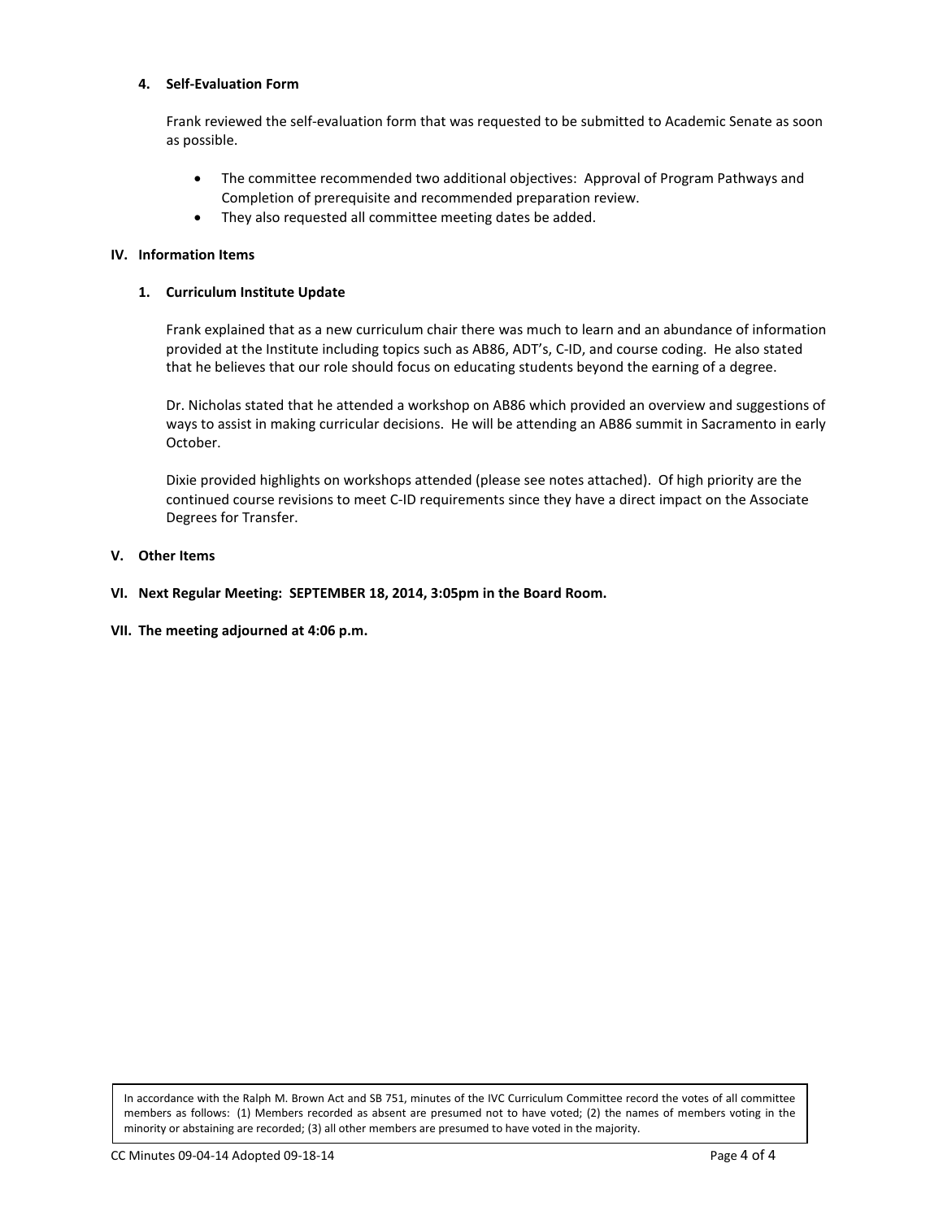**4. Self-Evaluation Form**

Frank reviewed the self-evaluation form that was requested to be submitted to Academic Senate as soon as possible.

- The committee recommended two additional objectives: Approval of Program Pathways and Completion of prerequisite and recommended preparation review.
- They also requested all committee meeting dates be added.

**IV. Information Items**

**1. Curriculum Institute Update**

Frank explained that as a new curriculum chair there was much to learn and an abundance of information provided at the Institute including topics such as AB86, ADT's, C-ID, and course coding. He also stated that he believes that our role should focus on educating students beyond the earning of a degree.

Dr. Nicholas stated that he attended a workshop on AB86 which provided an overview and suggestions of ways to assist in making curricular decisions. He will be attending an AB86 summit in Sacramento in early October.

Dixie provided highlights on workshops attended (please see notes attached). Of high priority are the continued course revisions to meet C-ID requirements since they have a direct impact on the Associate Degrees for Transfer.

**V. Other Items**

**VI. Next Regular Meeting: SEPTEMBER 18, 2014, 3:05pm in the Board Room.**

**VII. The meeting adjourned at 4:06 p.m.**

In accordance with the Ralph M. Brown Act and SB 751, minutes of the IVC Curriculum Committee record the votes of all committee members as follows: (1) Members recorded as absent are presumed not to have voted; (2) the names of members voting in the minority or abstaining are recorded; (3) all other members are presumed to have voted in the majority.